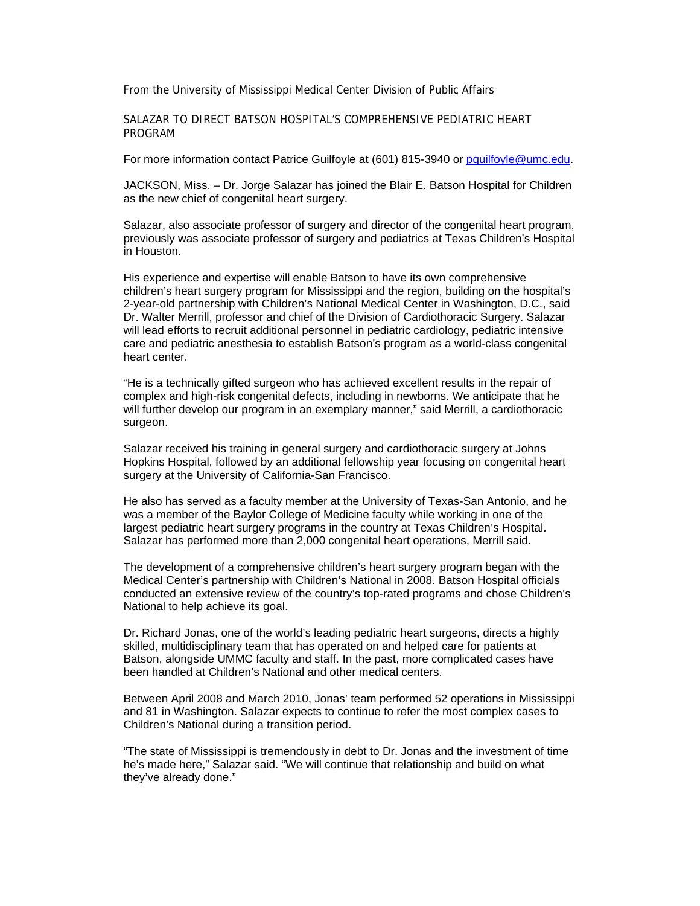From the University of Mississippi Medical Center Division of Public Affairs

# SALAZAR TO DIRECT BATSON HOSPITAL'S COMPREHENSIVE PEDIATRIC HEART PROGRAM

For more information contact Patrice Guilfoyle at (601) 815-3940 or pguilfoyle@umc.edu.

JACKSON, Miss. – Dr. Jorge Salazar has joined the Blair E. Batson Hospital for Children as the new chief of congenital heart surgery.

Salazar, also associate professor of surgery and director of the congenital heart program, previously was associate professor of surgery and pediatrics at Texas Children's Hospital in Houston.

His experience and expertise will enable Batson to have its own comprehensive children's heart surgery program for Mississippi and the region, building on the hospital's 2-year-old partnership with Children's National Medical Center in Washington, D.C., said Dr. Walter Merrill, professor and chief of the Division of Cardiothoracic Surgery. Salazar will lead efforts to recruit additional personnel in pediatric cardiology, pediatric intensive care and pediatric anesthesia to establish Batson's program as a world-class congenital heart center.

"He is a technically gifted surgeon who has achieved excellent results in the repair of complex and high-risk congenital defects, including in newborns. We anticipate that he will further develop our program in an exemplary manner," said Merrill, a cardiothoracic surgeon.

Salazar received his training in general surgery and cardiothoracic surgery at Johns Hopkins Hospital, followed by an additional fellowship year focusing on congenital heart surgery at the University of California-San Francisco.

He also has served as a faculty member at the University of Texas-San Antonio, and he was a member of the Baylor College of Medicine faculty while working in one of the largest pediatric heart surgery programs in the country at Texas Children's Hospital. Salazar has performed more than 2,000 congenital heart operations, Merrill said.

The development of a comprehensive children's heart surgery program began with the Medical Center's partnership with Children's National in 2008. Batson Hospital officials conducted an extensive review of the country's top-rated programs and chose Children's National to help achieve its goal.

Dr. Richard Jonas, one of the world's leading pediatric heart surgeons, directs a highly skilled, multidisciplinary team that has operated on and helped care for patients at Batson, alongside UMMC faculty and staff. In the past, more complicated cases have been handled at Children's National and other medical centers.

Between April 2008 and March 2010, Jonas' team performed 52 operations in Mississippi and 81 in Washington. Salazar expects to continue to refer the most complex cases to Children's National during a transition period.

"The state of Mississippi is tremendously in debt to Dr. Jonas and the investment of time he's made here," Salazar said. "We will continue that relationship and build on what they've already done."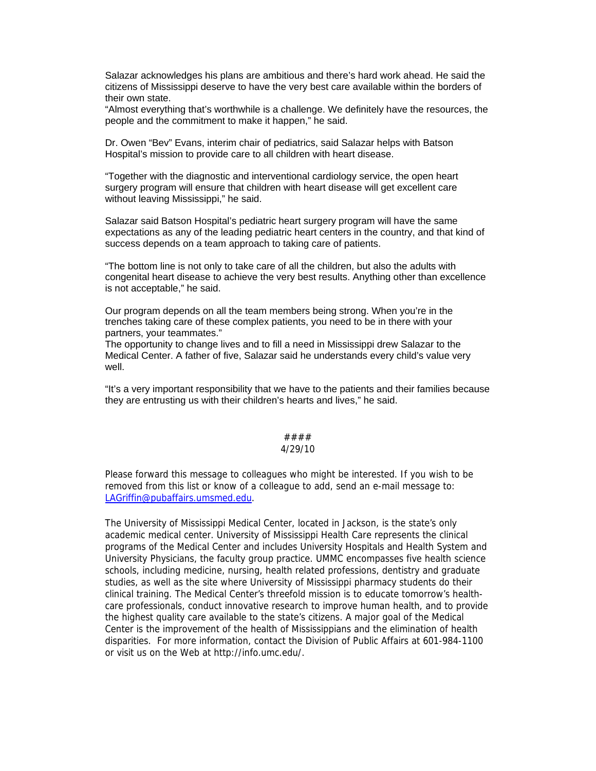Salazar acknowledges his plans are ambitious and there's hard work ahead. He said the citizens of Mississippi deserve to have the very best care available within the borders of their own state.
"Almost everything that's worthwhile is a challenge. We definitely have the resources, the people and the commitment to make it happen," he said.

Dr. Owen "Bev" Evans, interim chair of pediatrics, said Salazar helps with Batson Hospital's mission to provide care to all children with heart disease.

"Together with the diagnostic and interventional cardiology service, the open heart surgery program will ensure that children with heart disease will get excellent care without leaving Mississippi," he said.

Salazar said Batson Hospital's pediatric heart surgery program will have the same expectations as any of the leading pediatric heart centers in the country, and that kind of success depends on a team approach to taking care of patients.

"The bottom line is not only to take care of all the children, but also the adults with congenital heart disease to achieve the very best results. Anything other than excellence is not acceptable," he said.

Our program depends on all the team members being strong. When you're in the trenches taking care of these complex patients, you need to be in there with your partners, your teammates."
The opportunity to change lives and to fill a need in Mississippi drew Salazar to the Medical Center. A father of five, Salazar said he understands every child's value very well.

"It's a very important responsibility that we have to the patients and their families because they are entrusting us with their children's hearts and lives," he said.

####
4/29/10

Please forward this message to colleagues who might be interested. If you wish to be removed from this list or know of a colleague to add, send an e-mail message to: LAGriffin@pubaffairs.umsmed.edu.

The University of Mississippi Medical Center, located in Jackson, is the state's only academic medical center. University of Mississippi Health Care represents the clinical programs of the Medical Center and includes University Hospitals and Health System and University Physicians, the faculty group practice. UMMC encompasses five health science schools, including medicine, nursing, health related professions, dentistry and graduate studies, as well as the site where University of Mississippi pharmacy students do their clinical training. The Medical Center's threefold mission is to educate tomorrow's health-care professionals, conduct innovative research to improve human health, and to provide the highest quality care available to the state's citizens. A major goal of the Medical Center is the improvement of the health of Mississippians and the elimination of health disparities. For more information, contact the Division of Public Affairs at 601-984-1100 or visit us on the Web at http://info.umc.edu/.